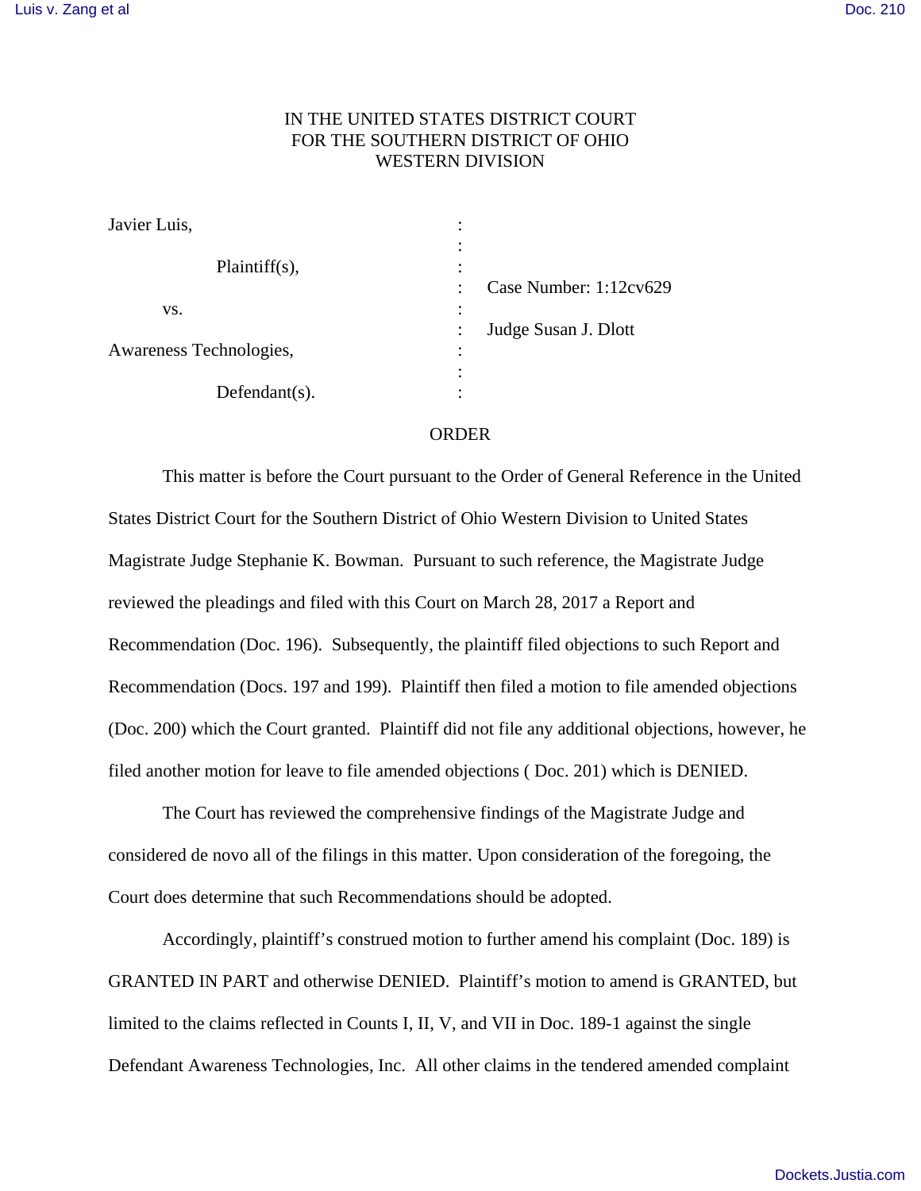IN THE UNITED STATES DISTRICT COURT
FOR THE SOUTHERN DISTRICT OF OHIO
WESTERN DIVISION

| | | |
|---|---|---|
| Javier Luis, | : | |
| | : | |
| Plaintiff(s), | : | |
| | : | Case Number: 1:12cv629 |
| vs. | : | |
| | : | Judge Susan J. Dlott |
| Awareness Technologies, | : | |
| | : | |
| Defendant(s). | : | |

ORDER

This matter is before the Court pursuant to the Order of General Reference in the United States District Court for the Southern District of Ohio Western Division to United States Magistrate Judge Stephanie K. Bowman. Pursuant to such reference, the Magistrate Judge reviewed the pleadings and filed with this Court on March 28, 2017 a Report and Recommendation (Doc. 196). Subsequently, the plaintiff filed objections to such Report and Recommendation (Docs. 197 and 199). Plaintiff then filed a motion to file amended objections (Doc. 200) which the Court granted. Plaintiff did not file any additional objections, however, he filed another motion for leave to file amended objections ( Doc. 201) which is DENIED.

The Court has reviewed the comprehensive findings of the Magistrate Judge and considered de novo all of the filings in this matter. Upon consideration of the foregoing, the Court does determine that such Recommendations should be adopted.

Accordingly, plaintiff's construed motion to further amend his complaint (Doc. 189) is GRANTED IN PART and otherwise DENIED. Plaintiff's motion to amend is GRANTED, but limited to the claims reflected in Counts I, II, V, and VII in Doc. 189-1 against the single Defendant Awareness Technologies, Inc. All other claims in the tendered amended complaint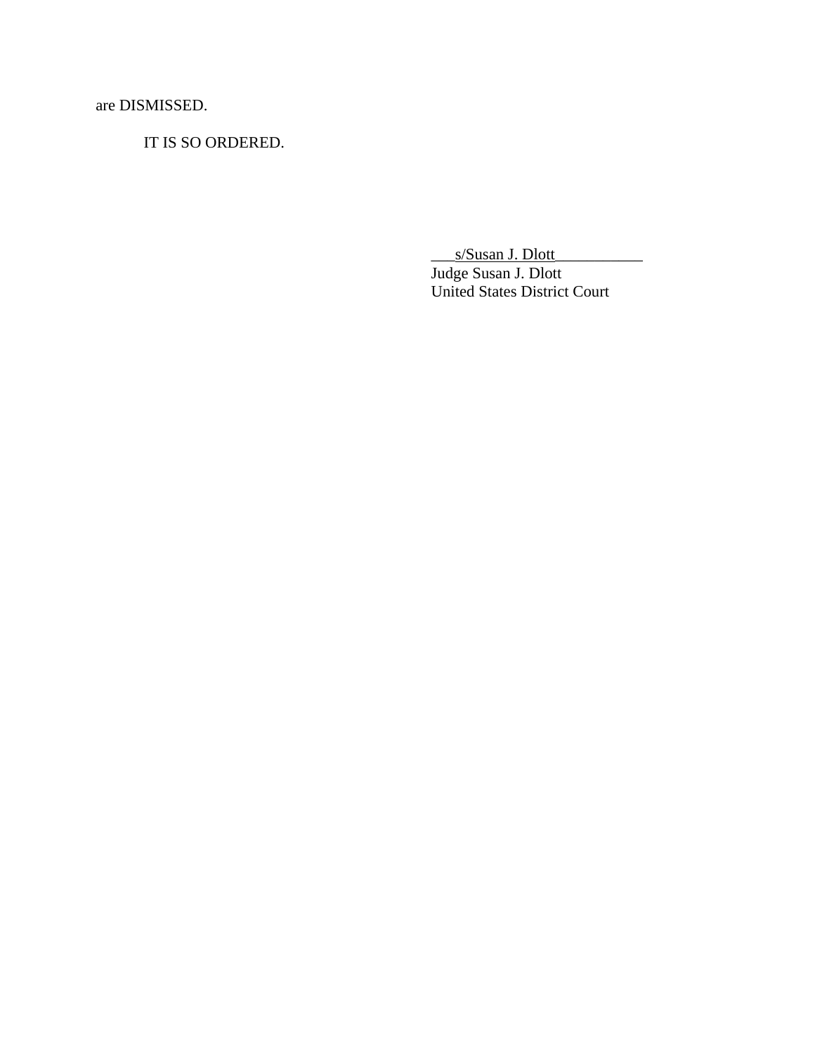are DISMISSED.

IT IS SO ORDERED.

___s/Susan J. Dlott___________
Judge Susan J. Dlott
United States District Court